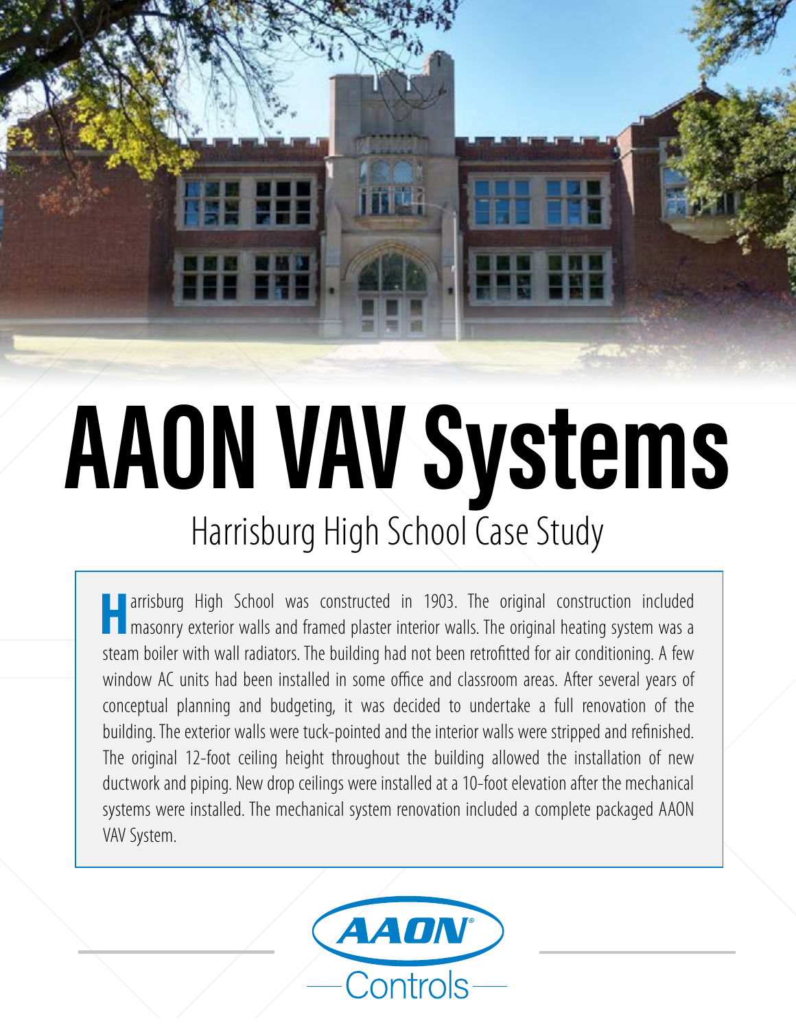# AAON VAV Systems

## Harrisburg High School Case Study

Harrisburg High School was constructed in 1903. The original construction included masonry exterior walls and framed plaster interior walls. The original heating system was a steam boiler with wall radiators. The building had not been retrofitted for air conditioning. A few window AC units had been installed in some office and classroom areas. After several years of conceptual planning and budgeting, it was decided to undertake a full renovation of the building. The exterior walls were tuck-pointed and the interior walls were stripped and refinished. The original 12-foot ceiling height throughout the building allowed the installation of new ductwork and piping. New drop ceilings were installed at a 10-foot elevation after the mechanical systems were installed. The mechanical system renovation included a complete packaged AAON VAV System.

AAON® Controls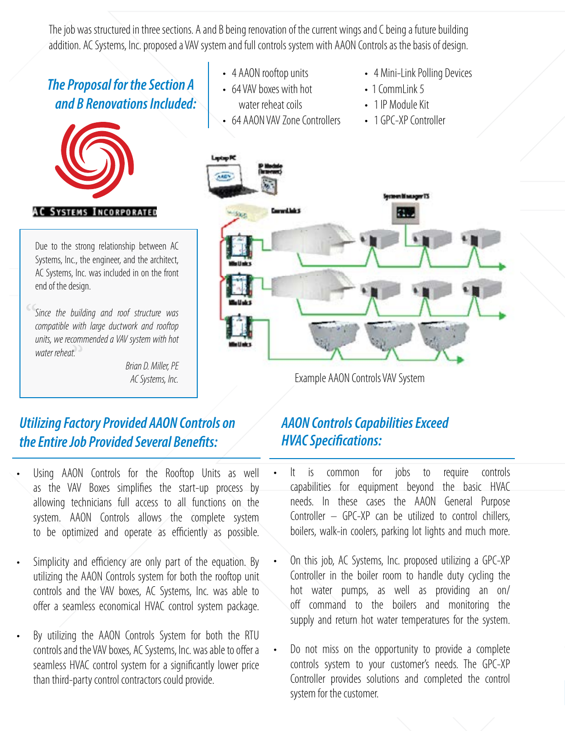The job was structured in three sections. A and B being renovation of the current wings and C being a future building addition. AC Systems, Inc. proposed a VAV system and full controls system with AAON Controls as the basis of design.

## *The Proposal for the Section A and B Renovations Included:*

- 4 AAON rooftop units
- 64 VAV boxes with hot water reheat coils
- 64 AAON VAV Zone Controllers
- 4 Mini-Link Polling Devices
- 1 CommLink 5
- 1 IP Module Kit
- 1 GPC-XP Controller

AC SYSTEMS INCORPORATED

Due to the strong relationship between AC Systems, Inc., the engineer, and the architect, AC Systems, Inc. was included in on the front end of the design.

> *"Since the building and roof structure was compatible with large ductwork and rooftop units, we recommended a VAV system with hot water reheat."*
>
> *Brian D. Miller, PE*
> *AC Systems, Inc.*

Example AAON Controls VAV System

## *Utilizing Factory Provided AAON Controls on the Entire Job Provided Several Benefits:*

- Using AAON Controls for the Rooftop Units as well as the VAV Boxes simplifies the start-up process by allowing technicians full access to all functions on the system. AAON Controls allows the complete system to be optimized and operate as efficiently as possible.
- Simplicity and efficiency are only part of the equation. By utilizing the AAON Controls system for both the rooftop unit controls and the VAV boxes, AC Systems, Inc. was able to offer a seamless economical HVAC control system package.
- By utilizing the AAON Controls System for both the RTU controls and the VAV boxes, AC Systems, Inc. was able to offer a seamless HVAC control system for a significantly lower price than third-party control contractors could provide.

## *AAON Controls Capabilities Exceed HVAC Specifications:*

- It is common for jobs to require controls capabilities for equipment beyond the basic HVAC needs. In these cases the AAON General Purpose Controller – GPC-XP can be utilized to control chillers, boilers, walk-in coolers, parking lot lights and much more.
- On this job, AC Systems, Inc. proposed utilizing a GPC-XP Controller in the boiler room to handle duty cycling the hot water pumps, as well as providing an on/off command to the boilers and monitoring the supply and return hot water temperatures for the system.
- Do not miss on the opportunity to provide a complete controls system to your customer's needs. The GPC-XP Controller provides solutions and completed the control system for the customer.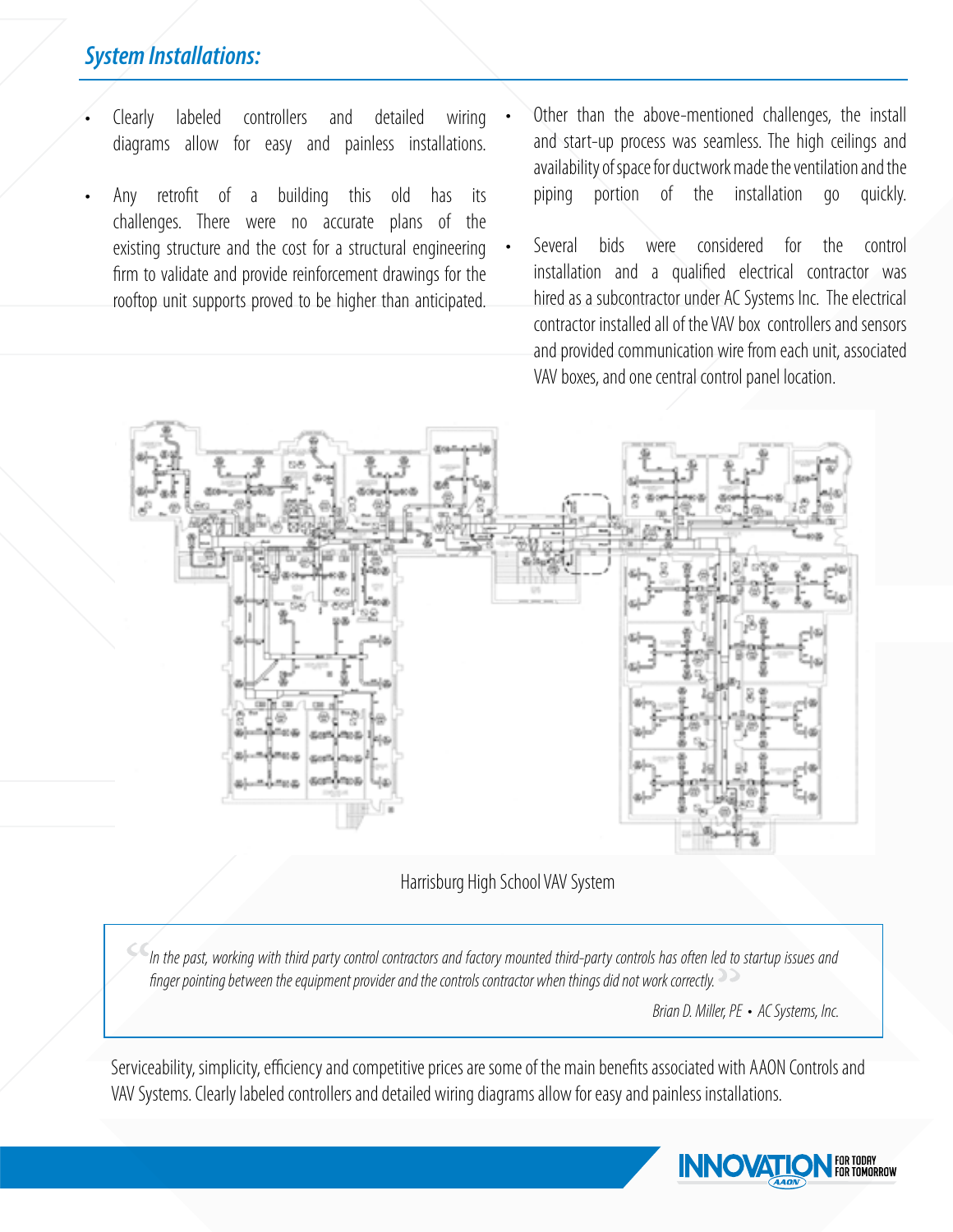## System Installations:

- Clearly labeled controllers and detailed wiring diagrams allow for easy and painless installations.
- Any retrofit of a building this old has its challenges. There were no accurate plans of the existing structure and the cost for a structural engineering firm to validate and provide reinforcement drawings for the rooftop unit supports proved to be higher than anticipated.
- Other than the above-mentioned challenges, the install and start-up process was seamless. The high ceilings and availability of space for ductwork made the ventilation and the piping portion of the installation go quickly.
- Several bids were considered for the control installation and a qualified electrical contractor was hired as a subcontractor under AC Systems Inc. The electrical contractor installed all of the VAV box controllers and sensors and provided communication wire from each unit, associated VAV boxes, and one central control panel location.

Harrisburg High School VAV System

> *In the past, working with third party control contractors and factory mounted third-party controls has often led to startup issues and finger pointing between the equipment provider and the controls contractor when things did not work correctly.*
>
> *Brian D. Miller, PE • AC Systems, Inc.*

Serviceability, simplicity, efficiency and competitive prices are some of the main benefits associated with AAON Controls and VAV Systems. Clearly labeled controllers and detailed wiring diagrams allow for easy and painless installations.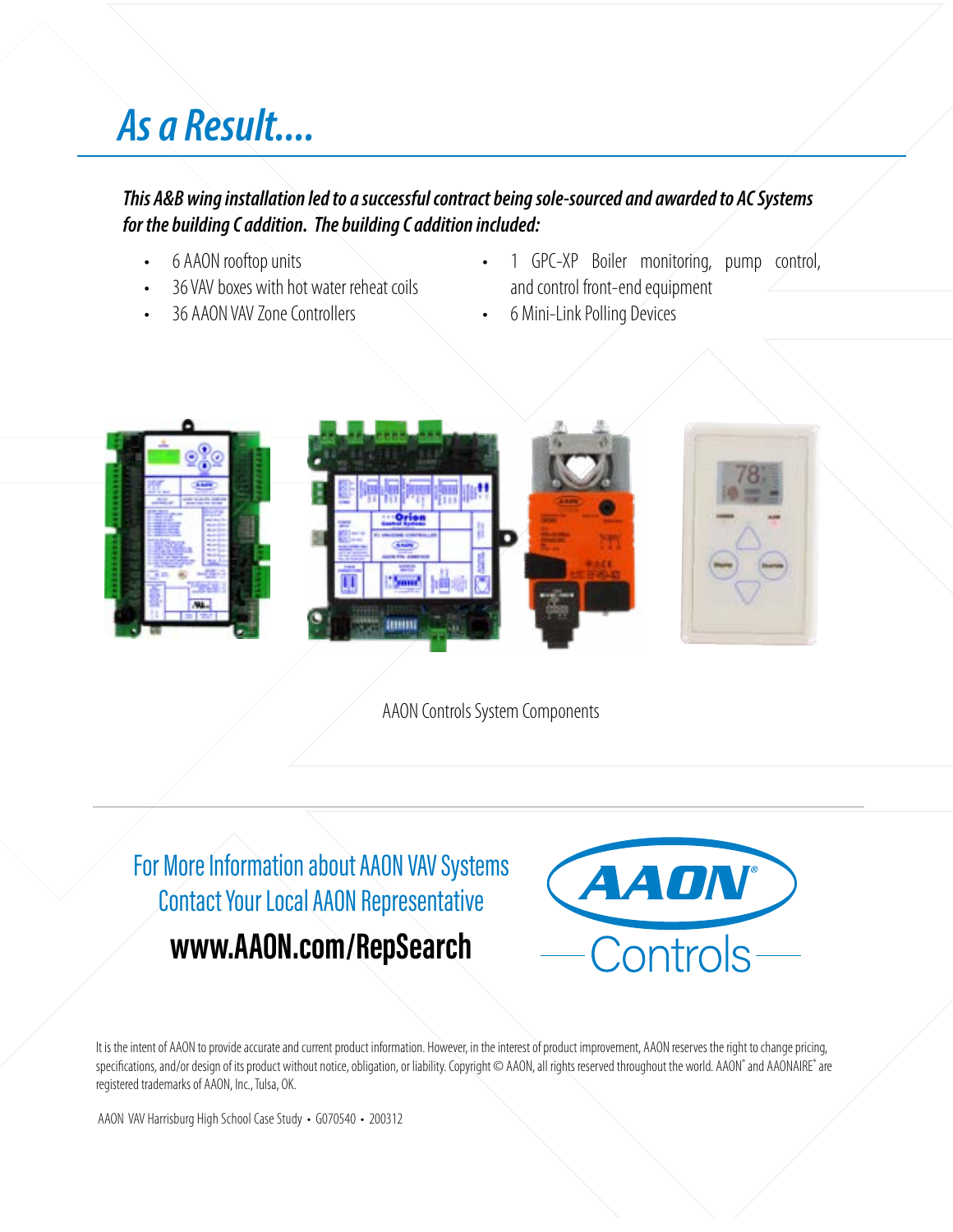# As a Result....

***This A&B wing installation led to a successful contract being sole-sourced and awarded to AC Systems for the building C addition. The building C addition included:***

- 6 AAON rooftop units
- 36 VAV boxes with hot water reheat coils
- 36 AAON VAV Zone Controllers
- 1 GPC-XP Boiler monitoring, pump control, and control front-end equipment
- 6 Mini-Link Polling Devices

AAON Controls System Components

For More Information about AAON VAV Systems
Contact Your Local AAON Representative

**www.AAON.com/RepSearch**

AAON® Controls

It is the intent of AAON to provide accurate and current product information. However, in the interest of product improvement, AAON reserves the right to change pricing, specifications, and/or design of its product without notice, obligation, or liability. Copyright © AAON, all rights reserved throughout the world. AAON® and AAONAIRE® are registered trademarks of AAON, Inc., Tulsa, OK.

AAON VAV Harrisburg High School Case Study • G070540 • 200312